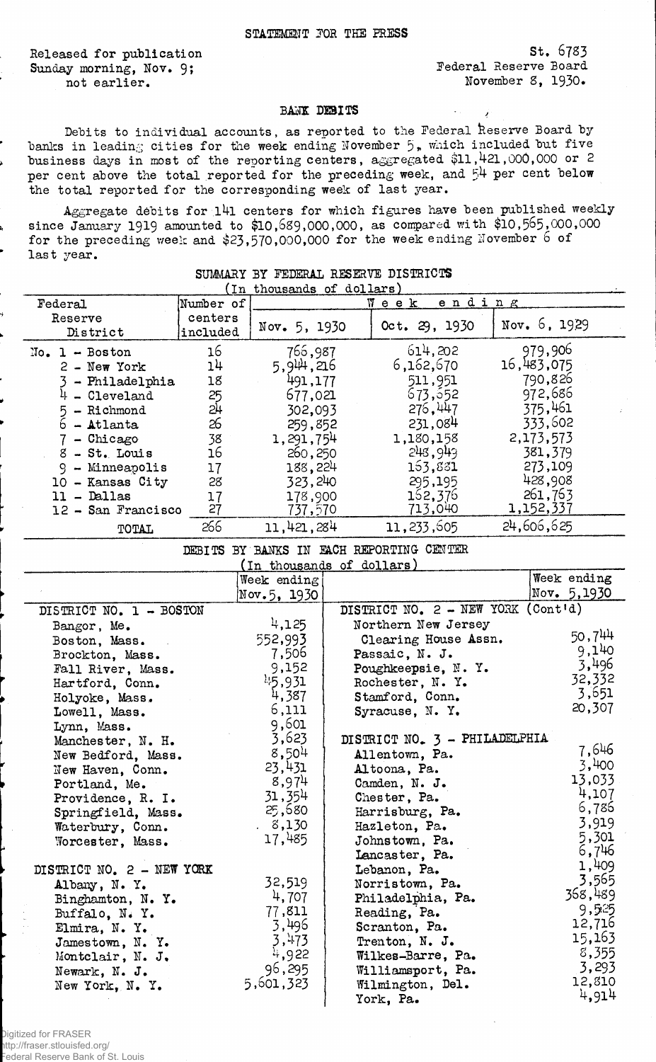STATEMENT FOR THE PRESS

Released for publication
Sunday morning, Nov. 9;
not earlier.

St. 6783
Federal Reserve Board
November 8, 1930.

## BANK DEBITS

Debits to individual accounts, as reported to the Federal Reserve Board by banks in leading cities for the week ending November 5, which included but five business days in most of the reporting centers, aggregated $11,421,000,000 or 2 per cent above the total reported for the preceding week, and 54 per cent below the total reported for the corresponding week of last year.

Aggregate debits for 141 centers for which figures have been published weekly since January 1919 amounted to $10,689,000,000, as compared with $10,565,000,000 for the preceding week and $23,570,000,000 for the week ending November 6 of last year.

### SUMMARY BY FEDERAL RESERVE DISTRICTS
(In thousands of dollars)

| Federal Reserve District | Number of centers included | Week ending Nov. 5, 1930 | Week ending Oct. 29, 1930 | Week ending Nov. 6, 1929 |
|---|---|---|---|---|
| No. 1 - Boston | 16 | 766,987 | 614,202 | 979,906 |
| 2 - New York | 14 | 5,944,216 | 6,162,670 | 16,483,075 |
| 3 - Philadelphia | 18 | 491,177 | 511,951 | 790,826 |
| 4 - Cleveland | 25 | 677,021 | 673,552 | 972,686 |
| 5 - Richmond | 24 | 302,093 | 276,447 | 375,461 |
| 6 - Atlanta | 26 | 259,852 | 231,084 | 333,602 |
| 7 - Chicago | 38 | 1,291,754 | 1,180,158 | 2,173,573 |
| 8 - St. Louis | 16 | 260,250 | 248,949 | 381,379 |
| 9 - Minneapolis | 17 | 188,224 | 163,881 | 273,109 |
| 10 - Kansas City | 28 | 323,240 | 295,195 | 428,908 |
| 11 - Dallas | 17 | 178,900 | 162,376 | 261,763 |
| 12 - San Francisco | 27 | 737,570 | 713,040 | 1,152,337 |
| TOTAL | 266 | 11,421,284 | 11,233,605 | 24,606,625 |

### DEBITS BY BANKS IN EACH REPORTING CENTER
(In thousands of dollars)

| | Week ending Nov. 5, 1930 | | Week ending Nov. 5, 1930 |
|---|---|---|---|
| **DISTRICT NO. 1 - BOSTON** | | **DISTRICT NO. 2 - NEW YORK (Cont'd)** | |
| Bangor, Me. | 4,125 | Northern New Jersey Clearing House Assn. | 50,744 |
| Boston, Mass. | 552,993 | Passaic, N. J. | 9,140 |
| Brockton, Mass. | 7,506 | Poughkeepsie, N. Y. | 3,496 |
| Fall River, Mass. | 9,152 | Rochester, N. Y. | 32,332 |
| Hartford, Conn. | 45,931 | Stamford, Conn. | 3,651 |
| Holyoke, Mass. | 4,387 | Syracuse, N. Y. | 20,307 |
| Lowell, Mass. | 6,111 | | |
| Lynn, Mass. | 9,601 | **DISTRICT NO. 3 - PHILADELPHIA** | |
| Manchester, N. H. | 3,623 | Allentown, Pa. | 7,646 |
| New Bedford, Mass. | 8,504 | Altoona, Pa. | 3,400 |
| New Haven, Conn. | 23,431 | Camden, N. J. | 13,033 |
| Portland, Me. | 8,974 | Chester, Pa. | 4,107 |
| Providence, R. I. | 31,354 | Harrisburg, Pa. | 6,786 |
| Springfield, Mass. | 25,680 | Hazleton, Pa. | 3,919 |
| Waterbury, Conn. | 8,130 | Johnstown, Pa. | 5,301 |
| Worcester, Mass. | 17,485 | Lancaster, Pa. | 6,746 |
| | | Lebanon, Pa. | 1,409 |
| **DISTRICT NO. 2 - NEW YORK** | | Norristown, Pa. | 3,565 |
| Albany, N. Y. | 32,519 | Philadelphia, Pa. | 368,489 |
| Binghamton, N. Y. | 4,707 | Reading, Pa. | 9,525 |
| Buffalo, N. Y. | 77,811 | Scranton, Pa. | 12,716 |
| Elmira, N. Y. | 3,496 | Trenton, N. J. | 15,163 |
| Jamestown, N. Y. | 3,473 | Wilkes-Barre, Pa. | 8,355 |
| Montclair, N. J. | 4,922 | Williamsport, Pa. | 3,293 |
| Newark, N. J. | 96,295 | Wilmington, Del. | 12,810 |
| New York, N. Y. | 5,601,323 | York, Pa. | 4,914 |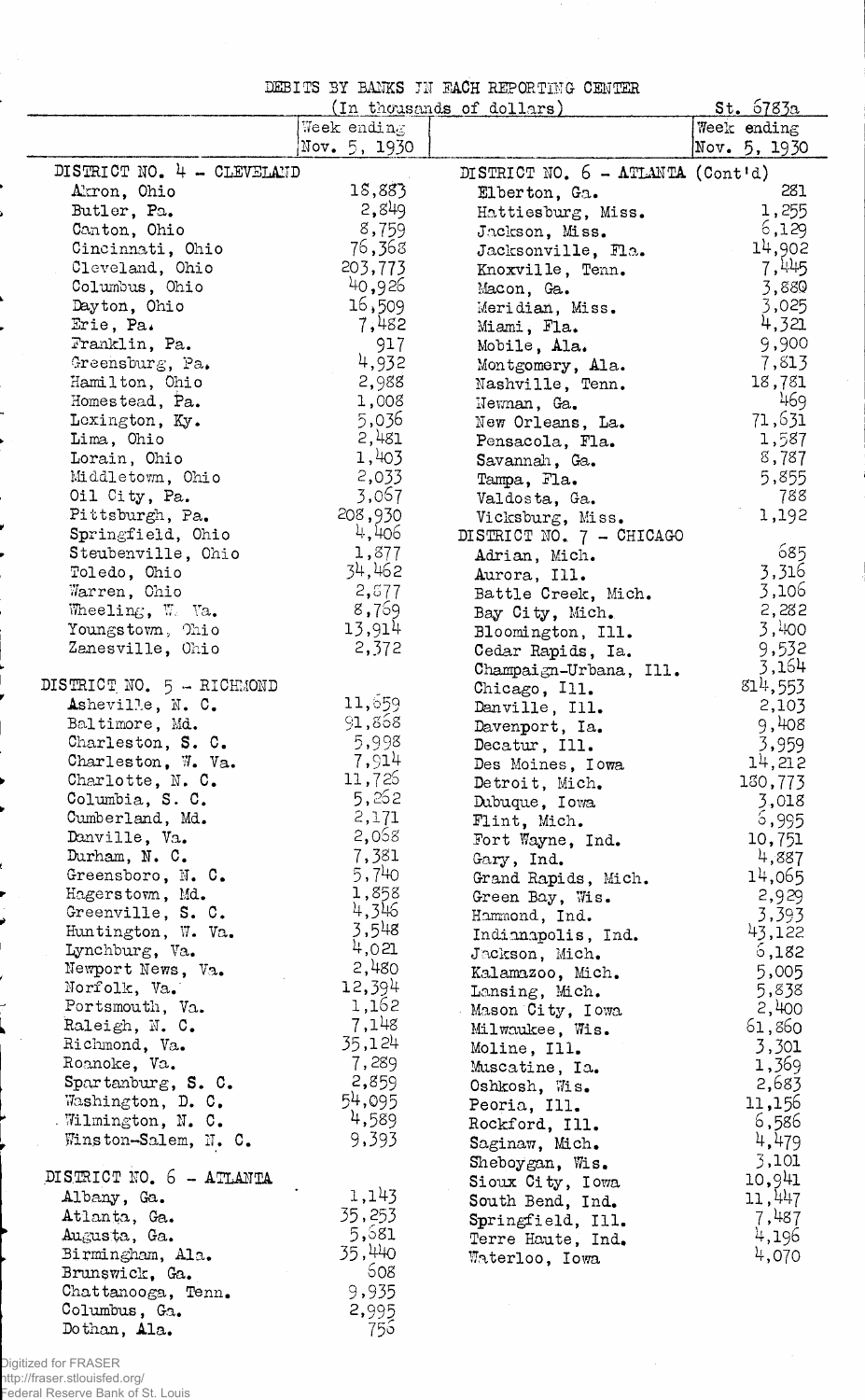DEBITS BY BANKS IN EACH REPORTING CENTER

(In thousands of dollars)

St. 6783a

| | Week ending Nov. 5, 1930 |
|---|---|
| **DISTRICT NO. 4 - CLEVELAND** | |
| Akron, Ohio | 18,883 |
| Butler, Pa. | 2,849 |
| Canton, Ohio | 8,759 |
| Cincinnati, Ohio | 76,368 |
| Cleveland, Ohio | 203,773 |
| Columbus, Ohio | 40,926 |
| Dayton, Ohio | 16,509 |
| Erie, Pa. | 7,482 |
| Franklin, Pa. | 917 |
| Greensburg, Pa. | 4,932 |
| Hamilton, Ohio | 2,988 |
| Homestead, Pa. | 1,008 |
| Lexington, Ky. | 5,036 |
| Lima, Ohio | 2,481 |
| Lorain, Ohio | 1,403 |
| Middletown, Ohio | 2,033 |
| Oil City, Pa. | 3,067 |
| Pittsburgh, Pa. | 208,930 |
| Springfield, Ohio | 4,406 |
| Steubenville, Ohio | 1,877 |
| Toledo, Ohio | 34,462 |
| Warren, Ohio | 2,877 |
| Wheeling, W. Va. | 8,769 |
| Youngstown, Ohio | 13,914 |
| Zanesville, Ohio | 2,372 |
| **DISTRICT NO. 5 - RICHMOND** | |
| Asheville, N. C. | 11,659 |
| Baltimore, Md. | 91,868 |
| Charleston, S. C. | 5,998 |
| Charleston, W. Va. | 7,914 |
| Charlotte, N. C. | 11,726 |
| Columbia, S. C. | 5,262 |
| Cumberland, Md. | 2,171 |
| Danville, Va. | 2,068 |
| Durham, N. C. | 7,381 |
| Greensboro, N. C. | 5,740 |
| Hagerstown, Md. | 1,858 |
| Greenville, S. C. | 4,346 |
| Huntington, W. Va. | 3,548 |
| Lynchburg, Va. | 4,021 |
| Newport News, Va. | 2,480 |
| Norfolk, Va. | 12,394 |
| Portsmouth, Va. | 1,162 |
| Raleigh, N. C. | 7,148 |
| Richmond, Va. | 35,124 |
| Roanoke, Va. | 7,289 |
| Spartanburg, S. C. | 2,859 |
| Washington, D. C. | 54,095 |
| Wilmington, N. C. | 4,589 |
| Winston-Salem, N. C. | 9,393 |
| **DISTRICT NO. 6 - ATLANTA** | |
| Albany, Ga. | 1,143 |
| Atlanta, Ga. | 35,253 |
| Augusta, Ga. | 5,681 |
| Birmingham, Ala. | 35,440 |
| Brunswick, Ga. | 608 |
| Chattanooga, Tenn. | 9,935 |
| Columbus, Ga. | 2,995 |
| Dothan, Ala. | 756 |
| **DISTRICT NO. 6 - ATLANTA (Cont'd)** | |
| Elberton, Ga. | 281 |
| Hattiesburg, Miss. | 1,255 |
| Jackson, Miss. | 6,129 |
| Jacksonville, Fla. | 14,902 |
| Knoxville, Tenn. | 7,445 |
| Macon, Ga. | 3,880 |
| Meridian, Miss. | 3,025 |
| Miami, Fla. | 4,321 |
| Mobile, Ala. | 9,900 |
| Montgomery, Ala. | 7,813 |
| Nashville, Tenn. | 18,781 |
| Newnan, Ga. | 469 |
| New Orleans, La. | 71,631 |
| Pensacola, Fla. | 1,587 |
| Savannah, Ga. | 8,787 |
| Tampa, Fla. | 5,855 |
| Valdosta, Ga. | 788 |
| Vicksburg, Miss. | 1,192 |
| **DISTRICT NO. 7 - CHICAGO** | |
| Adrian, Mich. | 685 |
| Aurora, Ill. | 3,316 |
| Battle Creek, Mich. | 3,106 |
| Bay City, Mich. | 2,282 |
| Bloomington, Ill. | 3,400 |
| Cedar Rapids, Ia. | 9,532 |
| Champaign-Urbana, Ill. | 3,164 |
| Chicago, Ill. | 814,553 |
| Danville, Ill. | 2,103 |
| Davenport, Ia. | 9,408 |
| Decatur, Ill. | 3,959 |
| Des Moines, Iowa | 14,212 |
| Detroit, Mich. | 180,773 |
| Dubuque, Iowa | 3,018 |
| Flint, Mich. | 6,995 |
| Fort Wayne, Ind. | 10,751 |
| Gary, Ind. | 4,887 |
| Grand Rapids, Mich. | 14,065 |
| Green Bay, Wis. | 2,929 |
| Hammond, Ind. | 3,393 |
| Indianapolis, Ind. | 43,122 |
| Jackson, Mich. | 6,182 |
| Kalamazoo, Mich. | 5,005 |
| Lansing, Mich. | 5,838 |
| Mason City, Iowa | 2,400 |
| Milwaukee, Wis. | 61,860 |
| Moline, Ill. | 3,301 |
| Muscatine, Ia. | 1,369 |
| Oshkosh, Wis. | 2,683 |
| Peoria, Ill. | 11,156 |
| Rockford, Ill. | 6,586 |
| Saginaw, Mich. | 4,479 |
| Sheboygan, Wis. | 3,101 |
| Sioux City, Iowa | 10,941 |
| South Bend, Ind. | 11,447 |
| Springfield, Ill. | 7,487 |
| Terre Haute, Ind. | 4,196 |
| Waterloo, Iowa | 4,070 |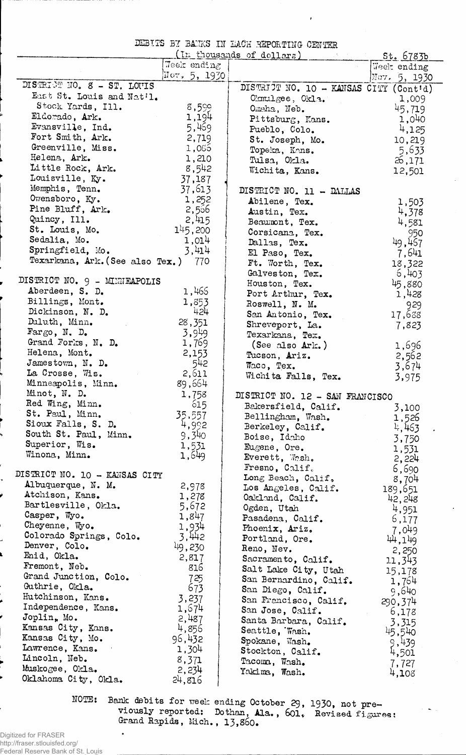DEBITS BY BANKS IN EACH REPORTING CENTER

(In thousands of dollars)

St. 6783b

| | Week ending Nov. 5, 1930 |
|---|---|
| **DISTRICT NO. 8 - ST. LOUIS** | |
| East St. Louis and Nat'l. Stock Yards, Ill. | 8,599 |
| Eldorado, Ark. | 1,194 |
| Evansville, Ind. | 5,469 |
| Fort Smith, Ark. | 2,719 |
| Greenville, Miss. | 1,086 |
| Helena, Ark. | 1,210 |
| Little Rock, Ark. | 8,542 |
| Louisville, Ky. | 37,187 |
| Memphis, Tenn. | 37,613 |
| Owensboro, Ky. | 1,252 |
| Pine Bluff, Ark. | 2,556 |
| Quincy, Ill. | 2,415 |
| St. Louis, Mo. | 145,200 |
| Sedalia, Mo. | 1,014 |
| Springfield, Mo. | 3,414 |
| Texarkana, Ark. (See also Tex.) | 770 |
| **DISTRICT NO. 9 - MINNEAPOLIS** | |
| Aberdeen, S. D. | 1,466 |
| Billings, Mont. | 1,853 |
| Dickinson, N. D. | 424 |
| Duluth, Minn. | 28,351 |
| Fargo, N. D. | 3,949 |
| Grand Forks, N. D. | 1,769 |
| Helena, Mont. | 2,153 |
| Jamestown, N. D. | 542 |
| La Crosse, Wis. | 2,611 |
| Minneapolis, Minn. | 89,664 |
| Minot, N. D. | 1,758 |
| Red Wing, Minn. | 615 |
| St. Paul, Minn. | 35,557 |
| Sioux Falls, S. D. | 4,992 |
| South St. Paul, Minn. | 9,340 |
| Superior, Wis. | 1,531 |
| Winona, Minn. | 1,649 |
| **DISTRICT NO. 10 - KANSAS CITY** | |
| Albuquerque, N. M. | 2,978 |
| Atchison, Kans. | 1,278 |
| Bartlesville, Okla. | 5,672 |
| Casper, Wyo. | 1,847 |
| Cheyenne, Wyo. | 1,934 |
| Colorado Springs, Colo. | 3,442 |
| Denver, Colo. | 49,230 |
| Enid, Okla. | 2,817 |
| Fremont, Neb. | 816 |
| Grand Junction, Colo. | 725 |
| Guthrie, Okla. | 673 |
| Hutchinson, Kans. | 3,237 |
| Independence, Kans. | 1,674 |
| Joplin, Mo. | 2,487 |
| Kansas City, Kans. | 4,856 |
| Kansas City, Mo. | 96,432 |
| Lawrence, Kans. | 1,304 |
| Lincoln, Neb. | 8,371 |
| Muskogee, Okla. | 2,234 |
| Oklahoma City, Okla. | 24,816 |
| **DISTRICT NO. 10 - KANSAS CITY (Cont'd)** | |
| Okmulgee, Okla. | 1,009 |
| Omaha, Neb. | 45,719 |
| Pittsburg, Kans. | 1,040 |
| Pueblo, Colo. | 4,125 |
| St. Joseph, Mo. | 10,219 |
| Topeka, Kans. | 5,633 |
| Tulsa, Okla. | 26,171 |
| Wichita, Kans. | 12,501 |
| **DISTRICT NO. 11 - DALLAS** | |
| Abilene, Tex. | 1,503 |
| Austin, Tex. | 4,378 |
| Beaumont, Tex. | 4,581 |
| Corsicana, Tex. | 950 |
| Dallas, Tex. | 49,457 |
| El Paso, Tex. | 7,641 |
| Ft. Worth, Tex. | 18,322 |
| Galveston, Tex. | 6,403 |
| Houston, Tex. | 45,880 |
| Port Arthur, Tex. | 1,428 |
| Roswell, N. M. | 929 |
| San Antonio, Tex. | 17,688 |
| Shreveport, La. | 7,823 |
| Texarkana, Tex. (See also Ark.) | 1,696 |
| Tucson, Ariz. | 2,562 |
| Waco, Tex. | 3,674 |
| Wichita Falls, Tex. | 3,975 |
| **DISTRICT NO. 12 - SAN FRANCISCO** | |
| Bakersfield, Calif. | 3,100 |
| Bellingham, Wash. | 1,526 |
| Berkeley, Calif. | 4,463 |
| Boise, Idaho | 3,750 |
| Eugene, Ore. | 1,531 |
| Everett, Wash. | 2,224 |
| Fresno, Calif. | 6,690 |
| Long Beach, Calif. | 8,704 |
| Los Angeles, Calif. | 189,651 |
| Oakland, Calif. | 42,248 |
| Ogden, Utah | 4,951 |
| Pasadena, Calif. | 6,177 |
| Phoenix, Ariz. | 7,049 |
| Portland, Ore. | 44,149 |
| Reno, Nev. | 2,250 |
| Sacramento, Calif. | 11,343 |
| Salt Lake City, Utah | 15,178 |
| San Bernardino, Calif. | 1,764 |
| San Diego, Calif. | 9,640 |
| San Francisco, Calif. | 290,374 |
| San Jose, Calif. | 6,178 |
| Santa Barbara, Calif. | 3,315 |
| Seattle, Wash. | 45,540 |
| Spokane, Wash. | 9,439 |
| Stockton, Calif. | 4,501 |
| Tacoma, Wash. | 7,727 |
| Yakima, Wash. | 4,108 |

NOTE: Bank debits for week ending October 29, 1930, not previously reported: Dothan, Ala., 601. Revised figures: Grand Rapids, Mich., 13,860.